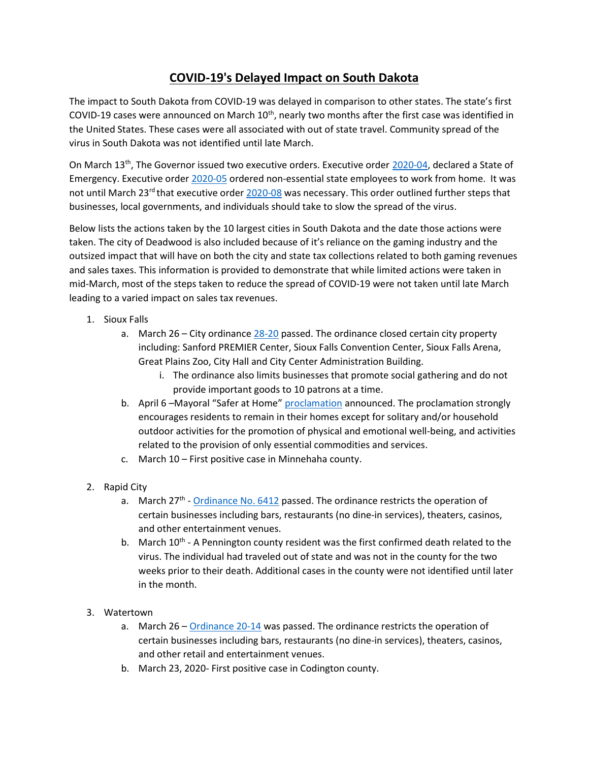# COVID-19's Delayed Impact on South Dakota

The impact to South Dakota from COVID-19 was delayed in comparison to other states. The state's first COVID-19 cases were announced on March 10th, nearly two months after the first case was identified in the United States. These cases were all associated with out of state travel. Community spread of the virus in South Dakota was not identified until late March.

On March 13th, The Governor issued two executive orders. Executive order 2020-04, declared a State of Emergency. Executive order 2020-05 ordered non-essential state employees to work from home. It was not until March 23rd that executive order 2020-08 was necessary. This order outlined further steps that businesses, local governments, and individuals should take to slow the spread of the virus.

Below lists the actions taken by the 10 largest cities in South Dakota and the date those actions were taken. The city of Deadwood is also included because of it's reliance on the gaming industry and the outsized impact that will have on both the city and state tax collections related to both gaming revenues and sales taxes. This information is provided to demonstrate that while limited actions were taken in mid-March, most of the steps taken to reduce the spread of COVID-19 were not taken until late March leading to a varied impact on sales tax revenues.

1. Sioux Falls
    a. March 26 – City ordinance 28-20 passed. The ordinance closed certain city property including: Sanford PREMIER Center, Sioux Falls Convention Center, Sioux Falls Arena, Great Plains Zoo, City Hall and City Center Administration Building.
        i. The ordinance also limits businesses that promote social gathering and do not provide important goods to 10 patrons at a time.
    b. April 6 –Mayoral "Safer at Home" proclamation announced. The proclamation strongly encourages residents to remain in their homes except for solitary and/or household outdoor activities for the promotion of physical and emotional well-being, and activities related to the provision of only essential commodities and services.
    c. March 10 – First positive case in Minnehaha county.

2. Rapid City
    a. March 27th - Ordinance No. 6412 passed. The ordinance restricts the operation of certain businesses including bars, restaurants (no dine-in services), theaters, casinos, and other entertainment venues.
    b. March 10th - A Pennington county resident was the first confirmed death related to the virus. The individual had traveled out of state and was not in the county for the two weeks prior to their death. Additional cases in the county were not identified until later in the month.

3. Watertown
    a. March 26 – Ordinance 20-14 was passed. The ordinance restricts the operation of certain businesses including bars, restaurants (no dine-in services), theaters, casinos, and other retail and entertainment venues.
    b. March 23, 2020- First positive case in Codington county.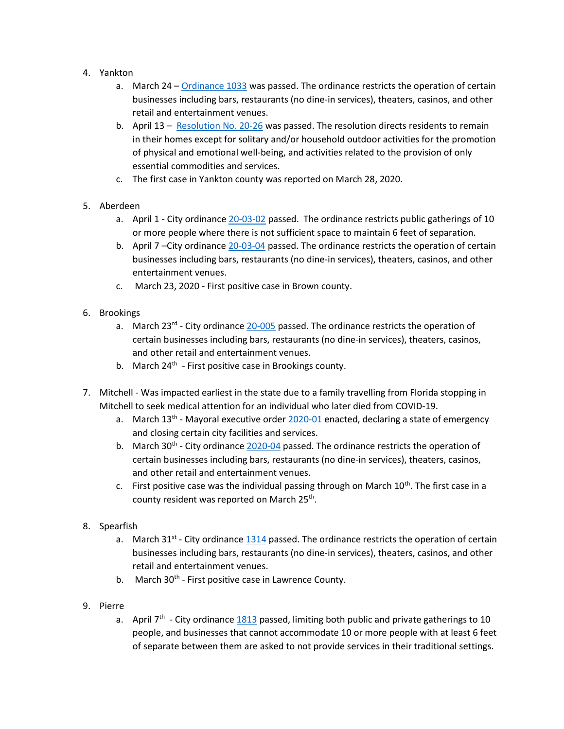4. Yankton
    a. March 24 – Ordinance 1033 was passed. The ordinance restricts the operation of certain businesses including bars, restaurants (no dine-in services), theaters, casinos, and other retail and entertainment venues.
    b. April 13 – Resolution No. 20-26 was passed. The resolution directs residents to remain in their homes except for solitary and/or household outdoor activities for the promotion of physical and emotional well-being, and activities related to the provision of only essential commodities and services.
    c. The first case in Yankton county was reported on March 28, 2020.

5. Aberdeen
    a. April 1 - City ordinance 20-03-02 passed. The ordinance restricts public gatherings of 10 or more people where there is not sufficient space to maintain 6 feet of separation.
    b. April 7 –City ordinance 20-03-04 passed. The ordinance restricts the operation of certain businesses including bars, restaurants (no dine-in services), theaters, casinos, and other entertainment venues.
    c. March 23, 2020 - First positive case in Brown county.

6. Brookings
    a. March 23rd - City ordinance 20-005 passed. The ordinance restricts the operation of certain businesses including bars, restaurants (no dine-in services), theaters, casinos, and other retail and entertainment venues.
    b. March 24th - First positive case in Brookings county.

7. Mitchell - Was impacted earliest in the state due to a family travelling from Florida stopping in Mitchell to seek medical attention for an individual who later died from COVID-19.
    a. March 13th - Mayoral executive order 2020-01 enacted, declaring a state of emergency and closing certain city facilities and services.
    b. March 30th - City ordinance 2020-04 passed. The ordinance restricts the operation of certain businesses including bars, restaurants (no dine-in services), theaters, casinos, and other retail and entertainment venues.
    c. First positive case was the individual passing through on March 10th. The first case in a county resident was reported on March 25th.

8. Spearfish
    a. March 31st - City ordinance 1314 passed. The ordinance restricts the operation of certain businesses including bars, restaurants (no dine-in services), theaters, casinos, and other retail and entertainment venues.
    b. March 30th - First positive case in Lawrence County.

9. Pierre
    a. April 7th - City ordinance 1813 passed, limiting both public and private gatherings to 10 people, and businesses that cannot accommodate 10 or more people with at least 6 feet of separate between them are asked to not provide services in their traditional settings.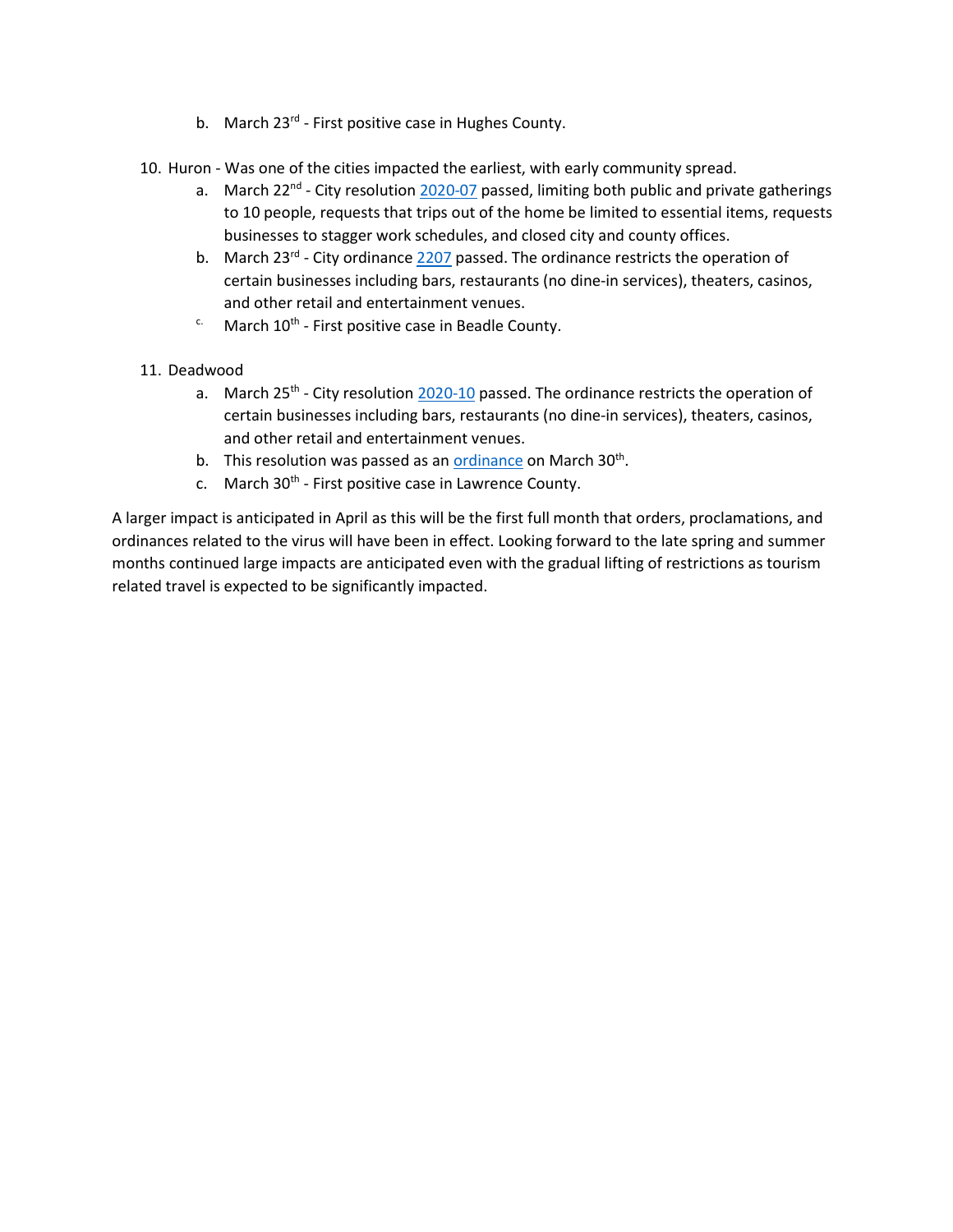b. March 23rd - First positive case in Hughes County.

10. Huron - Was one of the cities impacted the earliest, with early community spread.
    a. March 22nd - City resolution 2020-07 passed, limiting both public and private gatherings to 10 people, requests that trips out of the home be limited to essential items, requests businesses to stagger work schedules, and closed city and county offices.
    b. March 23rd - City ordinance 2207 passed. The ordinance restricts the operation of certain businesses including bars, restaurants (no dine-in services), theaters, casinos, and other retail and entertainment venues.
    c. March 10th - First positive case in Beadle County.

11. Deadwood
    a. March 25th - City resolution 2020-10 passed. The ordinance restricts the operation of certain businesses including bars, restaurants (no dine-in services), theaters, casinos, and other retail and entertainment venues.
    b. This resolution was passed as an ordinance on March 30th.
    c. March 30th - First positive case in Lawrence County.

A larger impact is anticipated in April as this will be the first full month that orders, proclamations, and ordinances related to the virus will have been in effect. Looking forward to the late spring and summer months continued large impacts are anticipated even with the gradual lifting of restrictions as tourism related travel is expected to be significantly impacted.